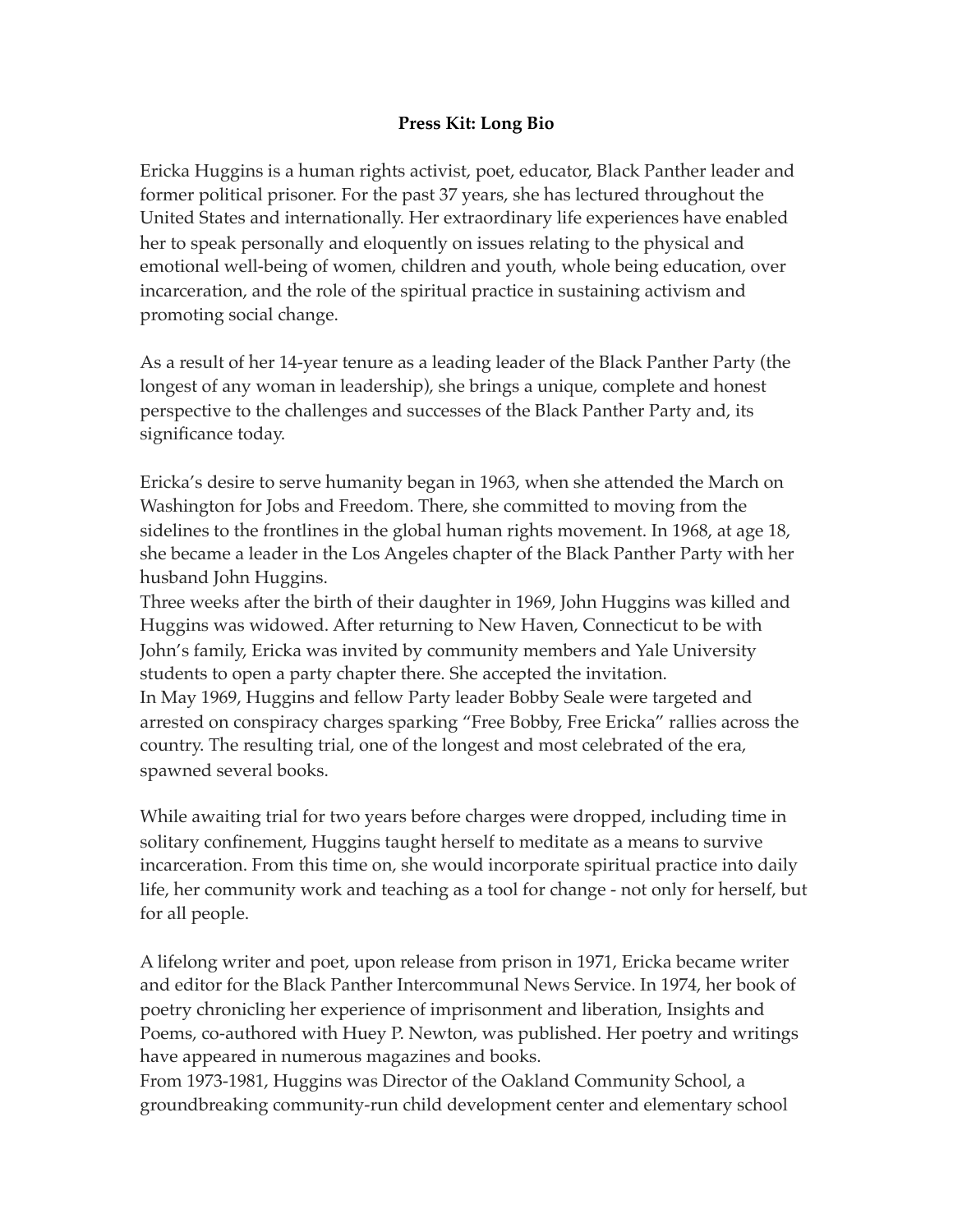**Press Kit: Long Bio**

Ericka Huggins is a human rights activist, poet, educator, Black Panther leader and former political prisoner. For the past 37 years, she has lectured throughout the United States and internationally. Her extraordinary life experiences have enabled her to speak personally and eloquently on issues relating to the physical and emotional well-being of women, children and youth, whole being education, over incarceration, and the role of the spiritual practice in sustaining activism and promoting social change.

As a result of her 14-year tenure as a leading leader of the Black Panther Party (the longest of any woman in leadership), she brings a unique, complete and honest perspective to the challenges and successes of the Black Panther Party and, its significance today.

Ericka's desire to serve humanity began in 1963, when she attended the March on Washington for Jobs and Freedom. There, she committed to moving from the sidelines to the frontlines in the global human rights movement. In 1968, at age 18, she became a leader in the Los Angeles chapter of the Black Panther Party with her husband John Huggins.

Three weeks after the birth of their daughter in 1969, John Huggins was killed and Huggins was widowed. After returning to New Haven, Connecticut to be with John's family, Ericka was invited by community members and Yale University students to open a party chapter there. She accepted the invitation.

In May 1969, Huggins and fellow Party leader Bobby Seale were targeted and arrested on conspiracy charges sparking "Free Bobby, Free Ericka" rallies across the country. The resulting trial, one of the longest and most celebrated of the era, spawned several books.

While awaiting trial for two years before charges were dropped, including time in solitary confinement, Huggins taught herself to meditate as a means to survive incarceration. From this time on, she would incorporate spiritual practice into daily life, her community work and teaching as a tool for change - not only for herself, but for all people.

A lifelong writer and poet, upon release from prison in 1971, Ericka became writer and editor for the Black Panther Intercommunal News Service. In 1974, her book of poetry chronicling her experience of imprisonment and liberation, Insights and Poems, co-authored with Huey P. Newton, was published. Her poetry and writings have appeared in numerous magazines and books.

From 1973-1981, Huggins was Director of the Oakland Community School, a groundbreaking community-run child development center and elementary school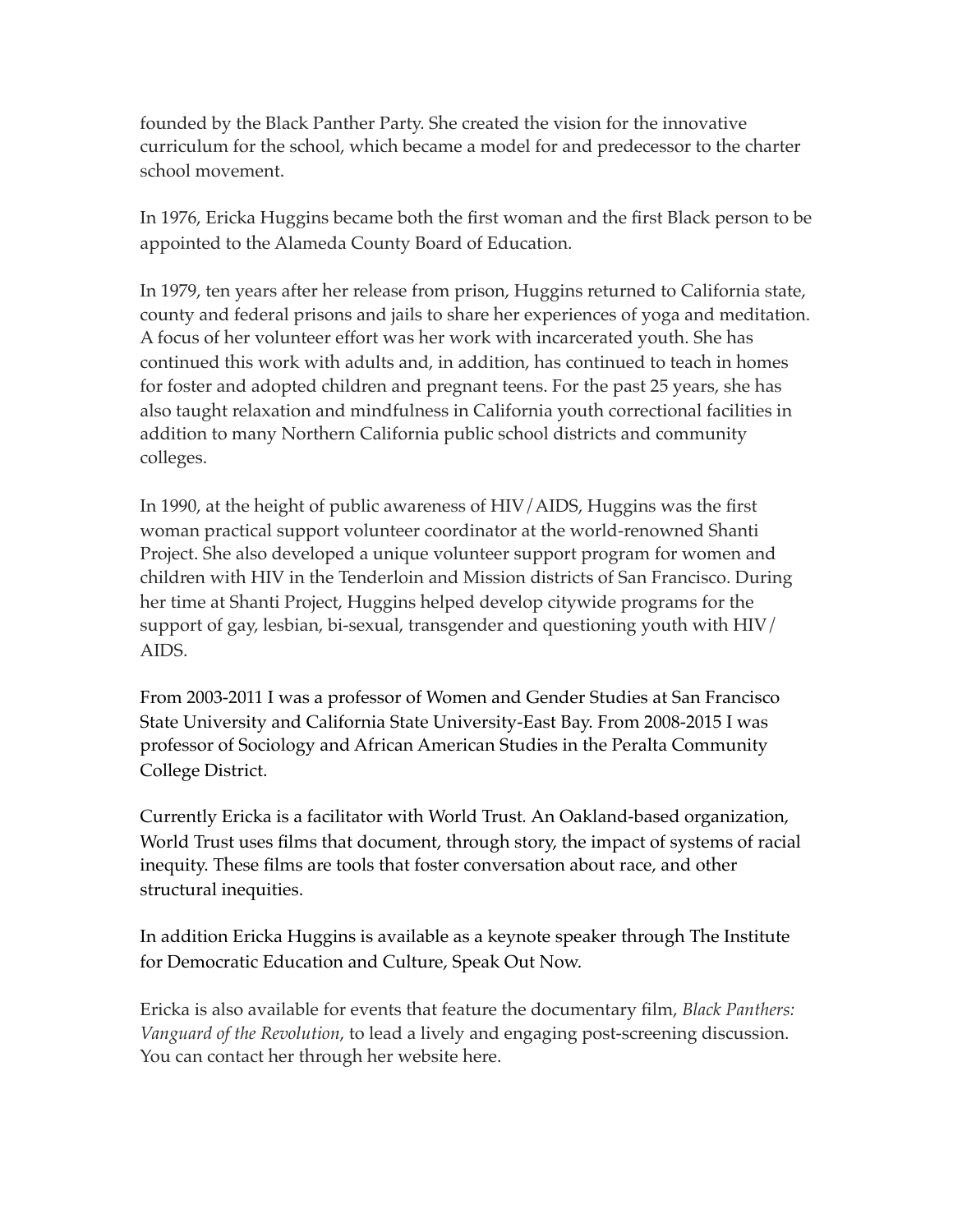founded by the Black Panther Party. She created the vision for the innovative curriculum for the school, which became a model for and predecessor to the charter school movement.

In 1976, Ericka Huggins became both the first woman and the first Black person to be appointed to the Alameda County Board of Education.

In 1979, ten years after her release from prison, Huggins returned to California state, county and federal prisons and jails to share her experiences of yoga and meditation. A focus of her volunteer effort was her work with incarcerated youth. She has continued this work with adults and, in addition, has continued to teach in homes for foster and adopted children and pregnant teens. For the past 25 years, she has also taught relaxation and mindfulness in California youth correctional facilities in addition to many Northern California public school districts and community colleges.

In 1990, at the height of public awareness of HIV/AIDS, Huggins was the first woman practical support volunteer coordinator at the world-renowned Shanti Project. She also developed a unique volunteer support program for women and children with HIV in the Tenderloin and Mission districts of San Francisco. During her time at Shanti Project, Huggins helped develop citywide programs for the support of gay, lesbian, bi-sexual, transgender and questioning youth with HIV/AIDS.

From 2003-2011 I was a professor of Women and Gender Studies at San Francisco State University and California State University-East Bay. From 2008-2015 I was professor of Sociology and African American Studies in the Peralta Community College District.

Currently Ericka is a facilitator with World Trust. An Oakland-based organization, World Trust uses films that document, through story, the impact of systems of racial inequity. These films are tools that foster conversation about race, and other structural inequities.

In addition Ericka Huggins is available as a keynote speaker through The Institute for Democratic Education and Culture, Speak Out Now.

Ericka is also available for events that feature the documentary film, *Black Panthers: Vanguard of the Revolution*, to lead a lively and engaging post-screening discussion. You can contact her through her website here.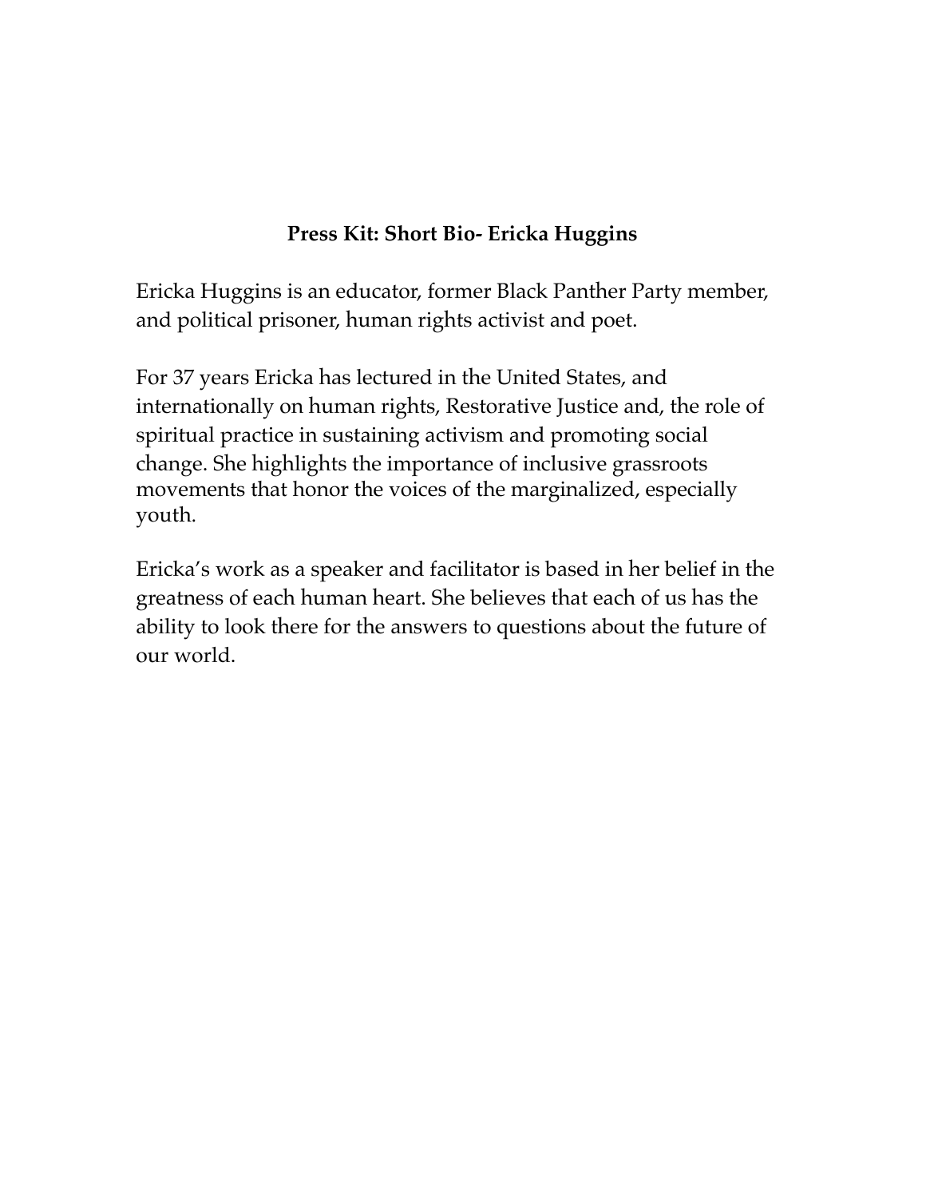**Press Kit: Short Bio- Ericka Huggins**

Ericka Huggins is an educator, former Black Panther Party member, and political prisoner, human rights activist and poet.

For 37 years Ericka has lectured in the United States, and internationally on human rights, Restorative Justice and, the role of spiritual practice in sustaining activism and promoting social change. She highlights the importance of inclusive grassroots movements that honor the voices of the marginalized, especially youth.

Ericka's work as a speaker and facilitator is based in her belief in the greatness of each human heart. She believes that each of us has the ability to look there for the answers to questions about the future of our world.